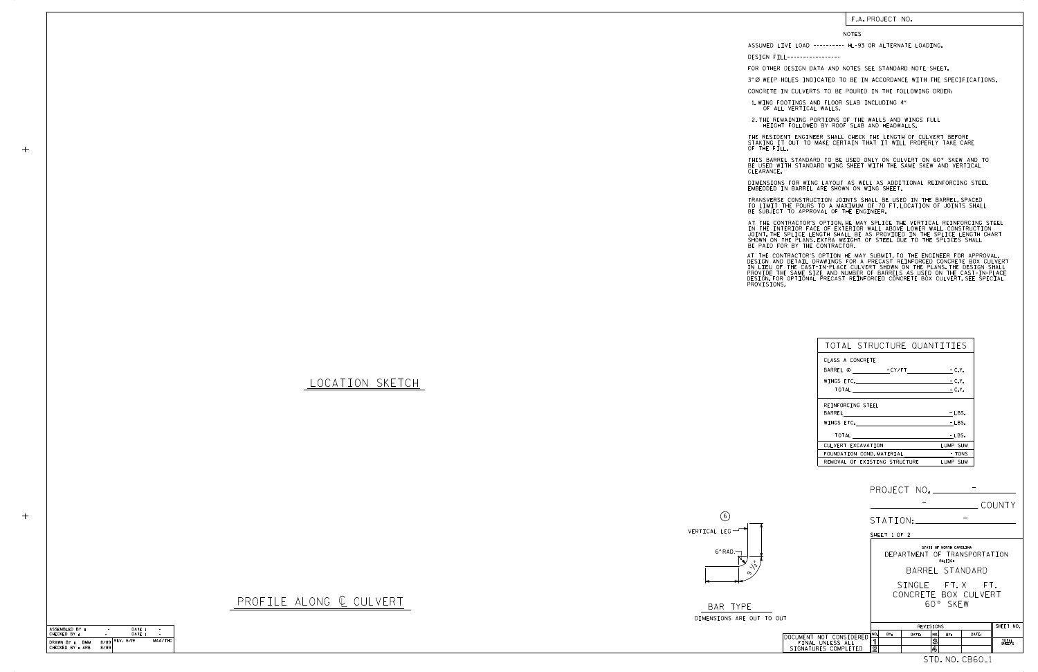F.A. PROJECT NO.

## NOTES

ASSUMED LIVE LOAD ---------- HL-93 OR ALTERNATE LOADING.

DESIGN FILL----------------

FOR OTHER DESIGN DATA AND NOTES SEE STANDARD NOTE SHEET.

3" Ø WEEP HOLES INDICATED TO BE IN ACCORDANCE WITH THE SPECIFICATIONS.

CONCRETE IN CULVERTS TO BE POURED IN THE FOLLOWING ORDER:

1. WING FOOTINGS AND FLOOR SLAB INCLUDING 4" OF ALL VERTICAL WALLS.
2. THE REMAINING PORTIONS OF THE WALLS AND WINGS FULL HEIGHT FOLLOWED BY ROOF SLAB AND HEADWALLS.

THE RESIDENT ENGINEER SHALL CHECK THE LENGTH OF CULVERT BEFORE STAKING IT OUT TO MAKE CERTAIN THAT IT WILL PROPERLY TAKE CARE OF THE FILL.

THIS BARREL STANDARD TO BE USED ONLY ON CULVERT ON 60° SKEW AND TO BE USED WITH STANDARD WING SHEET WITH THE SAME SKEW AND VERTICAL CLEARANCE.

DIMENSIONS FOR WING LAYOUT AS WELL AS ADDITIONAL REINFORCING STEEL EMBEDDED IN BARREL ARE SHOWN ON WING SHEET.

TRANSVERSE CONSTRUCTION JOINTS SHALL BE USED IN THE BARREL, SPACED TO LIMIT THE POURS TO A MAXIMUM OF 70 FT. LOCATION OF JOINTS SHALL BE SUBJECT TO APPROVAL OF THE ENGINEER.

AT THE CONTRACTOR'S OPTION, HE MAY SPLICE THE VERTICAL REINFORCING STEEL IN THE INTERIOR FACE OF EXTERIOR WALL ABOVE LOWER WALL CONSTRUCTION JOINT. THE SPLICE LENGTH SHALL BE AS PROVIDED IN THE SPLICE LENGTH CHART SHOWN ON THE PLANS. EXTRA WEIGHT OF STEEL DUE TO THE SPLICES SHALL BE PAID FOR BY THE CONTRACTOR.

AT THE CONTRACTOR'S OPTION HE MAY SUBMIT, TO THE ENGINEER FOR APPROVAL, DESIGN AND DETAIL DRAWINGS FOR A PRECAST REINFORCED CONCRETE BOX CULVERT IN LIEU OF THE CAST-IN-PLACE CULVERT SHOWN ON THE PLANS. THE DESIGN SHALL PROVIDE THE SAME SIZE AND NUMBER OF BARRELS AS USED ON THE CAST-IN-PLACE DESIGN. FOR OPTIONAL PRECAST REINFORCED CONCRETE BOX CULVERT, SEE SPECIAL PROVISIONS.

## LOCATION SKETCH

## PROFILE ALONG ℄ CULVERT

| TOTAL STRUCTURE QUANTITIES | |
|---|---|
| CLASS A CONCRETE | |
| BARREL @ ________ -CY/FT ________ | - C.Y. |
| WINGS ETC. | - C.Y. |
| TOTAL | - C.Y. |
| REINFORCING STEEL | |
| BARREL | - LBS. |
| WINGS ETC. | - LBS. |
| TOTAL | - LBS. |
| CULVERT EXCAVATION | LUMP SUM |
| FOUNDATION COND. MATERIAL | - TONS |
| REMOVAL OF EXISTING STRUCTURE | LUMP SUM |

⑥

VERTICAL LEG

6" RAD.

9 1/2"

BAR TYPE

DIMENSIONS ARE OUT TO OUT

PROJECT NO. -

- COUNTY

STATION: -

SHEET 1 OF 2

STATE OF NORTH CAROLINA
DEPARTMENT OF TRANSPORTATION
RALEIGH

BARREL STANDARD

SINGLE FT. X FT.
CONCRETE BOX CULVERT
60° SKEW

| ASSEMBLED BY : | - | DATE : | - |
|---|---|---|---|
| CHECKED BY : | - | DATE : | - |
| DRAWN BY : BMW | 8/89 | REV. 6/19 | MAA/THC |
| CHECKED BY : ARB | 8/89 | | |

DOCUMENT NOT CONSIDERED FINAL UNLESS ALL SIGNATURES COMPLETED

| REVISIONS | | | | | | SHEET NO. |
|---|---|---|---|---|---|---|
| NO. | BY: | DATE: | NO. | BY: | DATE: | |
| 1 | | | 3 | | | TOTAL SHEETS |
| 2 | | | 4 | | | |

STD. NO. CB60_1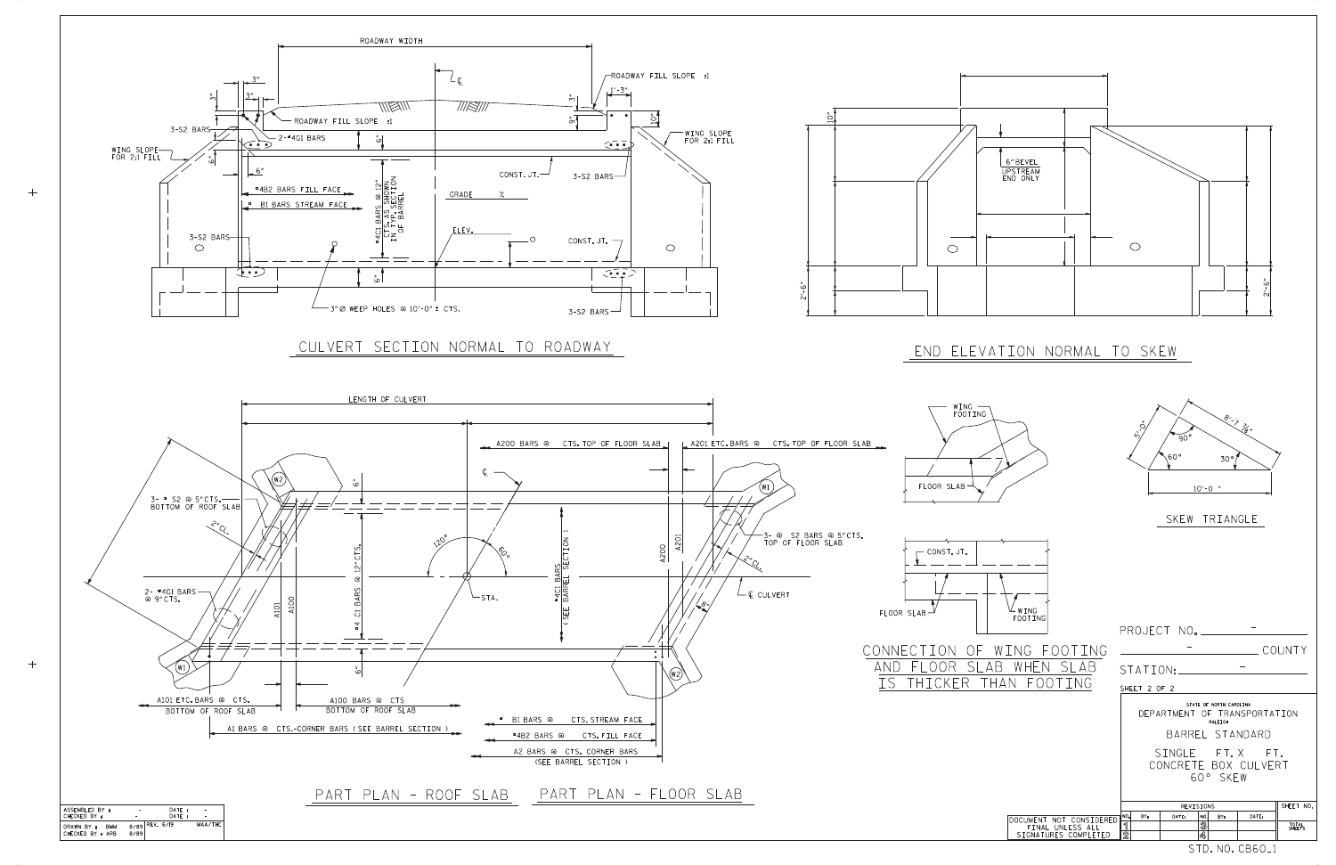## CULVERT SECTION NORMAL TO ROADWAY

ROADWAY WIDTH

℄

ROADWAY FILL SLOPE :1

ROADWAY FILL SLOPE :1

3"

3"

3"

3"

9"

1'-3"

10"

3-S2 BARS

2-#4G1 BARS

WING SLOPE FOR 2:1 FILL

WING SLOPE FOR 2:1 FILL

6"

6"

6"

#4B2 BARS FILL FACE

B1 BARS STREAM FACE

#4C1 BARS @ 12" CTS. AS SHOWN IN TYP. SECTION OF BARREL

CONST. JT.

3-S2 BARS

GRADE %

ELEV.

3-S2 BARS

CONST. JT.

6"

3" Ø WEEP HOLES @ 10'-0" ± CTS.

3-S2 BARS

## END ELEVATION NORMAL TO SKEW

10"

6" BEVEL UPSTREAM END ONLY

2'-6"

2'-6"

## PART PLAN - ROOF SLAB    PART PLAN - FLOOR SLAB

LENGTH OF CULVERT

A200 BARS @ CTS. TOP OF FLOOR SLAB

A201 ETC. BARS @ CTS. TOP OF FLOOR SLAB

℄

6"

W2

W1

3- # S2 @ 5" CTS. BOTTOM OF ROOF SLAB

2" CL.

2-#4G1 BARS @ 9" CTS.

#4 C1 BARS @ 12" CTS.

120°

60°

#4C1 BARS (SEE BARREL SECTION)

STA.

A101

A100

A200

A201

3- # S2 BARS @ 5" CTS. TOP OF FLOOR SLAB

2" CL.

℄ CULVERT

8"

6"

W1

W2

A101 ETC. BARS @ CTS. BOTTOM OF ROOF SLAB

A100 BARS @ CTS BOTTOM OF ROOF SLAB

A1 BARS @ CTS.-CORNER BARS (SEE BARREL SECTION)

# B1 BARS @ CTS. STREAM FACE

#4B2 BARS @ CTS. FILL FACE

A2 BARS @ CTS. CORNER BARS (SEE BARREL SECTION)

## CONNECTION OF WING FOOTING AND FLOOR SLAB WHEN SLAB IS THICKER THAN FOOTING

WING FOOTING

FLOOR SLAB

CONST. JT.

FLOOR SLAB

WING FOOTING

## SKEW TRIANGLE

5'-0"

8'-7 ⅝"

90°

60°

30°

10'-0"

PROJECT NO. -

- COUNTY

STATION: -

SHEET 2 OF 2

STATE OF NORTH CAROLINA
DEPARTMENT OF TRANSPORTATION
RALEIGH

BARREL STANDARD

SINGLE FT. X FT.
CONCRETE BOX CULVERT
60° SKEW

| REVISIONS | | | | | | SHEET NO. |
|---|---|---|---|---|---|---|
| NO. | BY: | DATE: | NO. | BY: | DATE: | |
| 1 | | | 3 | | | TOTAL SHEETS |
| 2 | | | 4 | | | |

DOCUMENT NOT CONSIDERED FINAL UNLESS ALL SIGNATURES COMPLETED

| | | | |
|---|---|---|---|
| ASSEMBLED BY : - | DATE : - | | |
| CHECKED BY : - | DATE : - | | |
| DRAWN BY : BMM 8/89 | REV. 6/19 | MAA/THC | |
| CHECKED BY : ARB 8/89 | | | |

STD. NO. CB60_1